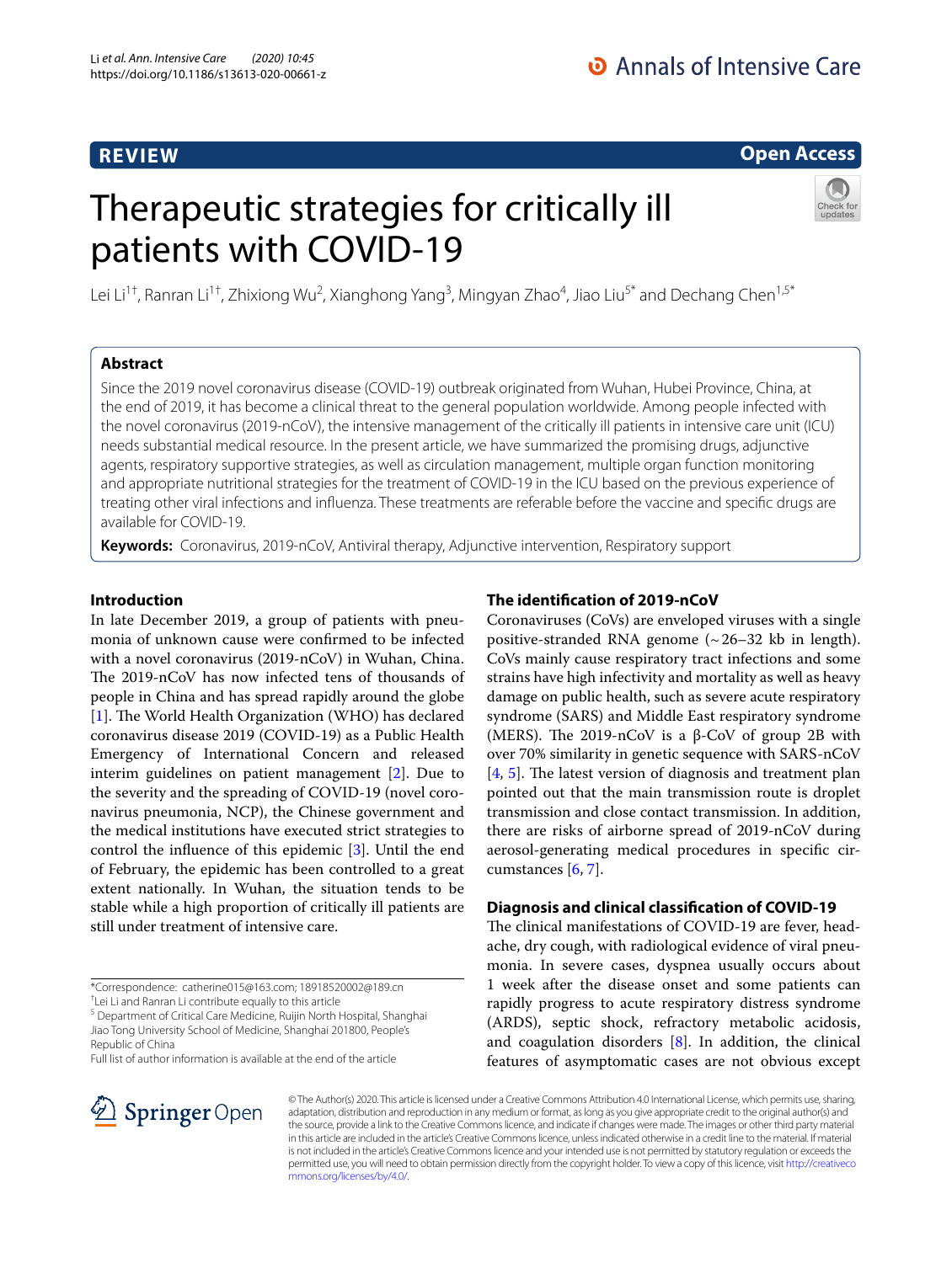REVIEW

Open Access

# Therapeutic strategies for critically ill patients with COVID-19

Lei Li[1†], Ranran Li[1†], Zhixiong Wu[2], Xianghong Yang[3], Mingyan Zhao[4], Jiao Liu[5*] and Dechang Chen[1,5*]

## Abstract

Since the 2019 novel coronavirus disease (COVID-19) outbreak originated from Wuhan, Hubei Province, China, at the end of 2019, it has become a clinical threat to the general population worldwide. Among people infected with the novel coronavirus (2019-nCoV), the intensive management of the critically ill patients in intensive care unit (ICU) needs substantial medical resource. In the present article, we have summarized the promising drugs, adjunctive agents, respiratory supportive strategies, as well as circulation management, multiple organ function monitoring and appropriate nutritional strategies for the treatment of COVID-19 in the ICU based on the previous experience of treating other viral infections and influenza. These treatments are referable before the vaccine and specific drugs are available for COVID-19.

**Keywords:** Coronavirus, 2019-nCoV, Antiviral therapy, Adjunctive intervention, Respiratory support

## Introduction

In late December 2019, a group of patients with pneumonia of unknown cause were confirmed to be infected with a novel coronavirus (2019-nCoV) in Wuhan, China. The 2019-nCoV has now infected tens of thousands of people in China and has spread rapidly around the globe [1]. The World Health Organization (WHO) has declared coronavirus disease 2019 (COVID-19) as a Public Health Emergency of International Concern and released interim guidelines on patient management [2]. Due to the severity and the spreading of COVID-19 (novel coronavirus pneumonia, NCP), the Chinese government and the medical institutions have executed strict strategies to control the influence of this epidemic [3]. Until the end of February, the epidemic has been controlled to a great extent nationally. In Wuhan, the situation tends to be stable while a high proportion of critically ill patients are still under treatment of intensive care.

*Correspondence: catherine015@163.com; 18918520002@189.cn

†Lei Li and Ranran Li contribute equally to this article

[5] Department of Critical Care Medicine, Ruijin North Hospital, Shanghai Jiao Tong University School of Medicine, Shanghai 201800, People's Republic of China

Full list of author information is available at the end of the article

## The identification of 2019-nCoV

Coronaviruses (CoVs) are enveloped viruses with a single positive-stranded RNA genome (~26–32 kb in length). CoVs mainly cause respiratory tract infections and some strains have high infectivity and mortality as well as heavy damage on public health, such as severe acute respiratory syndrome (SARS) and Middle East respiratory syndrome (MERS). The 2019-nCoV is a β-CoV of group 2B with over 70% similarity in genetic sequence with SARS-nCoV [4, 5]. The latest version of diagnosis and treatment plan pointed out that the main transmission route is droplet transmission and close contact transmission. In addition, there are risks of airborne spread of 2019-nCoV during aerosol-generating medical procedures in specific circumstances [6, 7].

## Diagnosis and clinical classification of COVID-19

The clinical manifestations of COVID-19 are fever, headache, dry cough, with radiological evidence of viral pneumonia. In severe cases, dyspnea usually occurs about 1 week after the disease onset and some patients can rapidly progress to acute respiratory distress syndrome (ARDS), septic shock, refractory metabolic acidosis, and coagulation disorders [8]. In addition, the clinical features of asymptomatic cases are not obvious except

© The Author(s) 2020. This article is licensed under a Creative Commons Attribution 4.0 International License, which permits use, sharing, adaptation, distribution and reproduction in any medium or format, as long as you give appropriate credit to the original author(s) and the source, provide a link to the Creative Commons licence, and indicate if changes were made. The images or other third party material in this article are included in the article's Creative Commons licence, unless indicated otherwise in a credit line to the material. If material is not included in the article's Creative Commons licence and your intended use is not permitted by statutory regulation or exceeds the permitted use, you will need to obtain permission directly from the copyright holder. To view a copy of this licence, visit http://creativecommons.org/licenses/by/4.0/.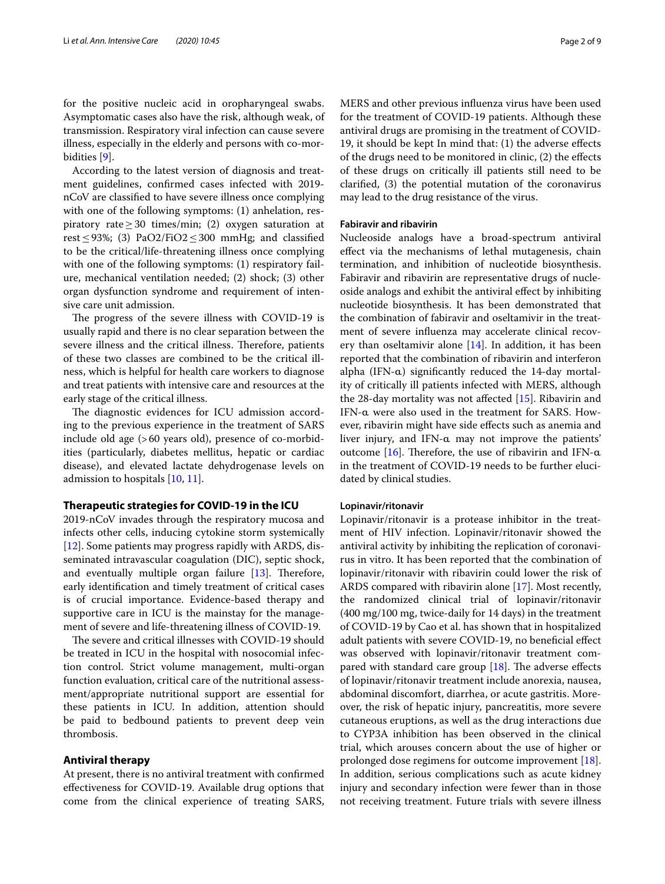for the positive nucleic acid in oropharyngeal swabs. Asymptomatic cases also have the risk, although weak, of transmission. Respiratory viral infection can cause severe illness, especially in the elderly and persons with co-morbidities [9].

According to the latest version of diagnosis and treatment guidelines, confirmed cases infected with 2019-nCoV are classified to have severe illness once complying with one of the following symptoms: (1) anhelation, respiratory rate $\geq 30$ times/min; (2) oxygen saturation at rest $\leq 93\%$; (3) $PaO2/FiO2 \leq 300$ mmHg; and classified to be the critical/life-threatening illness once complying with one of the following symptoms: (1) respiratory failure, mechanical ventilation needed; (2) shock; (3) other organ dysfunction syndrome and requirement of intensive care unit admission.

The progress of the severe illness with COVID-19 is usually rapid and there is no clear separation between the severe illness and the critical illness. Therefore, patients of these two classes are combined to be the critical illness, which is helpful for health care workers to diagnose and treat patients with intensive care and resources at the early stage of the critical illness.

The diagnostic evidences for ICU admission according to the previous experience in the treatment of SARS include old age (> 60 years old), presence of co-morbidities (particularly, diabetes mellitus, hepatic or cardiac disease), and elevated lactate dehydrogenase levels on admission to hospitals [10, 11].

## Therapeutic strategies for COVID-19 in the ICU

2019-nCoV invades through the respiratory mucosa and infects other cells, inducing cytokine storm systemically [12]. Some patients may progress rapidly with ARDS, disseminated intravascular coagulation (DIC), septic shock, and eventually multiple organ failure [13]. Therefore, early identification and timely treatment of critical cases is of crucial importance. Evidence-based therapy and supportive care in ICU is the mainstay for the management of severe and life-threatening illness of COVID-19.

The severe and critical illnesses with COVID-19 should be treated in ICU in the hospital with nosocomial infection control. Strict volume management, multi-organ function evaluation, critical care of the nutritional assessment/appropriate nutritional support are essential for these patients in ICU. In addition, attention should be paid to bedbound patients to prevent deep vein thrombosis.

### Antiviral therapy

At present, there is no antiviral treatment with confirmed effectiveness for COVID-19. Available drug options that come from the clinical experience of treating SARS, MERS and other previous influenza virus have been used for the treatment of COVID-19 patients. Although these antiviral drugs are promising in the treatment of COVID-19, it should be kept In mind that: (1) the adverse effects of the drugs need to be monitored in clinic, (2) the effects of these drugs on critically ill patients still need to be clarified, (3) the potential mutation of the coronavirus may lead to the drug resistance of the virus.

#### Fabiravir and ribavirin

Nucleoside analogs have a broad-spectrum antiviral effect via the mechanisms of lethal mutagenesis, chain termination, and inhibition of nucleotide biosynthesis. Fabiravir and ribavirin are representative drugs of nucleoside analogs and exhibit the antiviral effect by inhibiting nucleotide biosynthesis. It has been demonstrated that the combination of fabiravir and oseltamivir in the treatment of severe influenza may accelerate clinical recovery than oseltamivir alone [14]. In addition, it has been reported that the combination of ribavirin and interferon alpha (IFN-α) significantly reduced the 14-day mortality of critically ill patients infected with MERS, although the 28-day mortality was not affected [15]. Ribavirin and IFN-α were also used in the treatment for SARS. However, ribavirin might have side effects such as anemia and liver injury, and IFN-α may not improve the patients' outcome [16]. Therefore, the use of ribavirin and IFN-α in the treatment of COVID-19 needs to be further elucidated by clinical studies.

#### Lopinavir/ritonavir

Lopinavir/ritonavir is a protease inhibitor in the treatment of HIV infection. Lopinavir/ritonavir showed the antiviral activity by inhibiting the replication of coronavirus in vitro. It has been reported that the combination of lopinavir/ritonavir with ribavirin could lower the risk of ARDS compared with ribavirin alone [17]. Most recently, the randomized clinical trial of lopinavir/ritonavir (400 mg/100 mg, twice-daily for 14 days) in the treatment of COVID-19 by Cao et al. has shown that in hospitalized adult patients with severe COVID-19, no beneficial effect was observed with lopinavir/ritonavir treatment compared with standard care group [18]. The adverse effects of lopinavir/ritonavir treatment include anorexia, nausea, abdominal discomfort, diarrhea, or acute gastritis. Moreover, the risk of hepatic injury, pancreatitis, more severe cutaneous eruptions, as well as the drug interactions due to CYP3A inhibition has been observed in the clinical trial, which arouses concern about the use of higher or prolonged dose regimens for outcome improvement [18]. In addition, serious complications such as acute kidney injury and secondary infection were fewer than in those not receiving treatment. Future trials with severe illness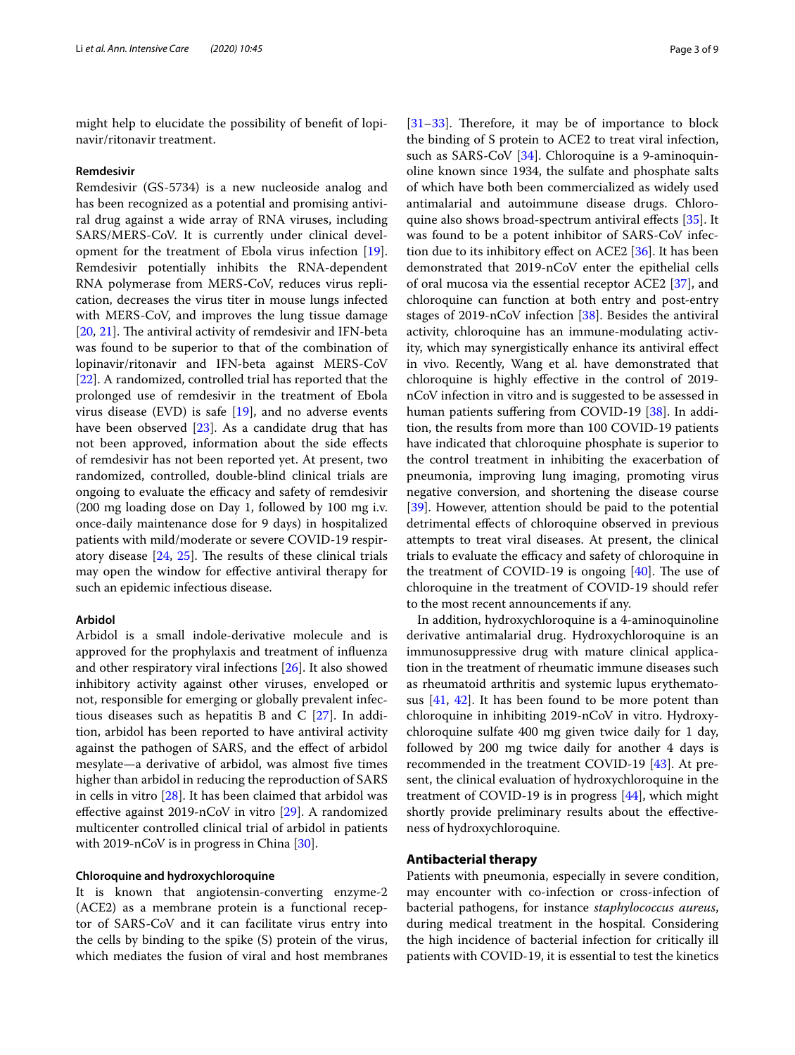might help to elucidate the possibility of benefit of lopinavir/ritonavir treatment.

#### Remdesivir

Remdesivir (GS-5734) is a new nucleoside analog and has been recognized as a potential and promising antiviral drug against a wide array of RNA viruses, including SARS/MERS-CoV. It is currently under clinical development for the treatment of Ebola virus infection [19]. Remdesivir potentially inhibits the RNA-dependent RNA polymerase from MERS-CoV, reduces virus replication, decreases the virus titer in mouse lungs infected with MERS-CoV, and improves the lung tissue damage [20, 21]. The antiviral activity of remdesivir and IFN-beta was found to be superior to that of the combination of lopinavir/ritonavir and IFN-beta against MERS-CoV [22]. A randomized, controlled trial has reported that the prolonged use of remdesivir in the treatment of Ebola virus disease (EVD) is safe [19], and no adverse events have been observed [23]. As a candidate drug that has not been approved, information about the side effects of remdesivir has not been reported yet. At present, two randomized, controlled, double-blind clinical trials are ongoing to evaluate the efficacy and safety of remdesivir (200 mg loading dose on Day 1, followed by 100 mg i.v. once-daily maintenance dose for 9 days) in hospitalized patients with mild/moderate or severe COVID-19 respiratory disease [24, 25]. The results of these clinical trials may open the window for effective antiviral therapy for such an epidemic infectious disease.

#### Arbidol

Arbidol is a small indole-derivative molecule and is approved for the prophylaxis and treatment of influenza and other respiratory viral infections [26]. It also showed inhibitory activity against other viruses, enveloped or not, responsible for emerging or globally prevalent infectious diseases such as hepatitis B and C [27]. In addition, arbidol has been reported to have antiviral activity against the pathogen of SARS, and the effect of arbidol mesylate—a derivative of arbidol, was almost five times higher than arbidol in reducing the reproduction of SARS in cells in vitro [28]. It has been claimed that arbidol was effective against 2019-nCoV in vitro [29]. A randomized multicenter controlled clinical trial of arbidol in patients with 2019-nCoV is in progress in China [30].

#### Chloroquine and hydroxychloroquine

It is known that angiotensin-converting enzyme-2 (ACE2) as a membrane protein is a functional receptor of SARS-CoV and it can facilitate virus entry into the cells by binding to the spike (S) protein of the virus, which mediates the fusion of viral and host membranes [31–33]. Therefore, it may be of importance to block the binding of S protein to ACE2 to treat viral infection, such as SARS-CoV [34]. Chloroquine is a 9-aminoquinoline known since 1934, the sulfate and phosphate salts of which have both been commercialized as widely used antimalarial and autoimmune disease drugs. Chloroquine also shows broad-spectrum antiviral effects [35]. It was found to be a potent inhibitor of SARS-CoV infection due to its inhibitory effect on ACE2 [36]. It has been demonstrated that 2019-nCoV enter the epithelial cells of oral mucosa via the essential receptor ACE2 [37], and chloroquine can function at both entry and post-entry stages of 2019-nCoV infection [38]. Besides the antiviral activity, chloroquine has an immune-modulating activity, which may synergistically enhance its antiviral effect in vivo. Recently, Wang et al. have demonstrated that chloroquine is highly effective in the control of 2019-nCoV infection in vitro and is suggested to be assessed in human patients suffering from COVID-19 [38]. In addition, the results from more than 100 COVID-19 patients have indicated that chloroquine phosphate is superior to the control treatment in inhibiting the exacerbation of pneumonia, improving lung imaging, promoting virus negative conversion, and shortening the disease course [39]. However, attention should be paid to the potential detrimental effects of chloroquine observed in previous attempts to treat viral diseases. At present, the clinical trials to evaluate the efficacy and safety of chloroquine in the treatment of COVID-19 is ongoing [40]. The use of chloroquine in the treatment of COVID-19 should refer to the most recent announcements if any.

In addition, hydroxychloroquine is a 4-aminoquinoline derivative antimalarial drug. Hydroxychloroquine is an immunosuppressive drug with mature clinical application in the treatment of rheumatic immune diseases such as rheumatoid arthritis and systemic lupus erythematosus [41, 42]. It has been found to be more potent than chloroquine in inhibiting 2019-nCoV in vitro. Hydroxychloroquine sulfate 400 mg given twice daily for 1 day, followed by 200 mg twice daily for another 4 days is recommended in the treatment COVID-19 [43]. At present, the clinical evaluation of hydroxychloroquine in the treatment of COVID-19 is in progress [44], which might shortly provide preliminary results about the effectiveness of hydroxychloroquine.

### Antibacterial therapy

Patients with pneumonia, especially in severe condition, may encounter with co-infection or cross-infection of bacterial pathogens, for instance *staphylococcus aureus*, during medical treatment in the hospital. Considering the high incidence of bacterial infection for critically ill patients with COVID-19, it is essential to test the kinetics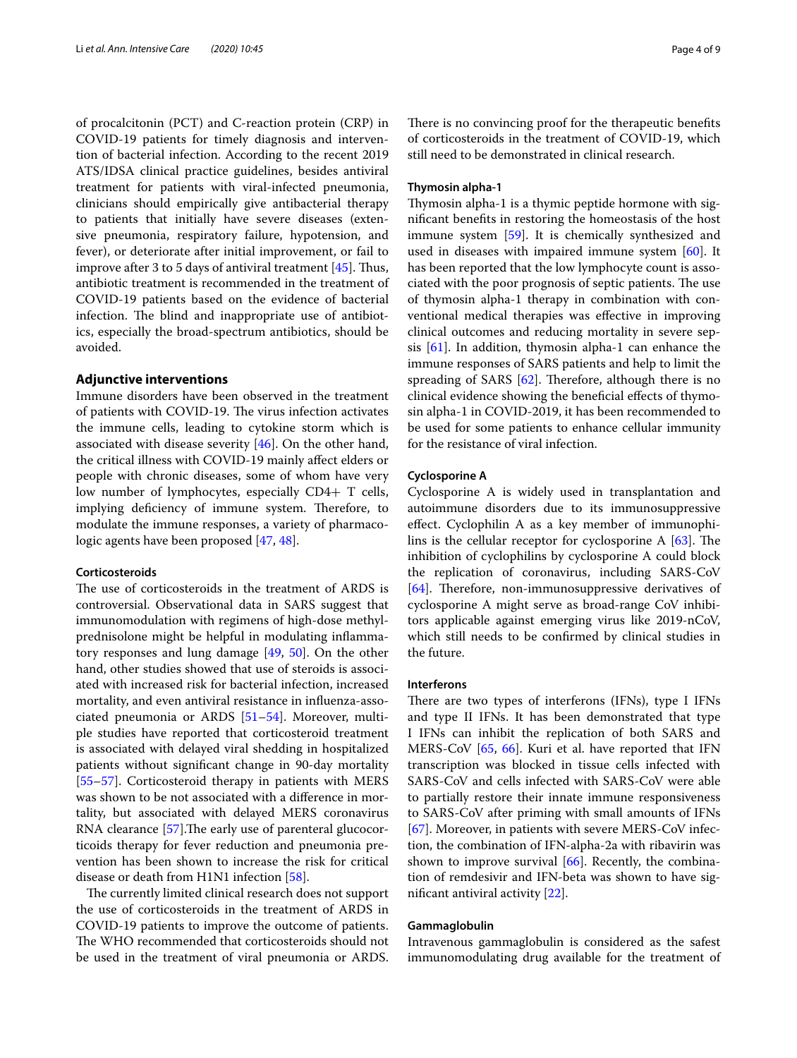of procalcitonin (PCT) and C-reaction protein (CRP) in COVID-19 patients for timely diagnosis and intervention of bacterial infection. According to the recent 2019 ATS/IDSA clinical practice guidelines, besides antiviral treatment for patients with viral-infected pneumonia, clinicians should empirically give antibacterial therapy to patients that initially have severe diseases (extensive pneumonia, respiratory failure, hypotension, and fever), or deteriorate after initial improvement, or fail to improve after 3 to 5 days of antiviral treatment [45]. Thus, antibiotic treatment is recommended in the treatment of COVID-19 patients based on the evidence of bacterial infection. The blind and inappropriate use of antibiotics, especially the broad-spectrum antibiotics, should be avoided.

## Adjunctive interventions

Immune disorders have been observed in the treatment of patients with COVID-19. The virus infection activates the immune cells, leading to cytokine storm which is associated with disease severity [46]. On the other hand, the critical illness with COVID-19 mainly affect elders or people with chronic diseases, some of whom have very low number of lymphocytes, especially CD4+ T cells, implying deficiency of immune system. Therefore, to modulate the immune responses, a variety of pharmacologic agents have been proposed [47, 48].

### Corticosteroids

The use of corticosteroids in the treatment of ARDS is controversial. Observational data in SARS suggest that immunomodulation with regimens of high-dose methylprednisolone might be helpful in modulating inflammatory responses and lung damage [49, 50]. On the other hand, other studies showed that use of steroids is associated with increased risk for bacterial infection, increased mortality, and even antiviral resistance in influenza-associated pneumonia or ARDS [51–54]. Moreover, multiple studies have reported that corticosteroid treatment is associated with delayed viral shedding in hospitalized patients without significant change in 90-day mortality [55–57]. Corticosteroid therapy in patients with MERS was shown to be not associated with a difference in mortality, but associated with delayed MERS coronavirus RNA clearance [57].The early use of parenteral glucocorticoids therapy for fever reduction and pneumonia prevention has been shown to increase the risk for critical disease or death from H1N1 infection [58].

The currently limited clinical research does not support the use of corticosteroids in the treatment of ARDS in COVID-19 patients to improve the outcome of patients. The WHO recommended that corticosteroids should not be used in the treatment of viral pneumonia or ARDS. There is no convincing proof for the therapeutic benefits of corticosteroids in the treatment of COVID-19, which still need to be demonstrated in clinical research.

### Thymosin alpha-1

Thymosin alpha-1 is a thymic peptide hormone with significant benefits in restoring the homeostasis of the host immune system [59]. It is chemically synthesized and used in diseases with impaired immune system [60]. It has been reported that the low lymphocyte count is associated with the poor prognosis of septic patients. The use of thymosin alpha-1 therapy in combination with conventional medical therapies was effective in improving clinical outcomes and reducing mortality in severe sepsis [61]. In addition, thymosin alpha-1 can enhance the immune responses of SARS patients and help to limit the spreading of SARS [62]. Therefore, although there is no clinical evidence showing the beneficial effects of thymosin alpha-1 in COVID-2019, it has been recommended to be used for some patients to enhance cellular immunity for the resistance of viral infection.

### Cyclosporine A

Cyclosporine A is widely used in transplantation and autoimmune disorders due to its immunosuppressive effect. Cyclophilin A as a key member of immunophilins is the cellular receptor for cyclosporine A [63]. The inhibition of cyclophilins by cyclosporine A could block the replication of coronavirus, including SARS-CoV [64]. Therefore, non-immunosuppressive derivatives of cyclosporine A might serve as broad-range CoV inhibitors applicable against emerging virus like 2019-nCoV, which still needs to be confirmed by clinical studies in the future.

### Interferons

There are two types of interferons (IFNs), type I IFNs and type II IFNs. It has been demonstrated that type I IFNs can inhibit the replication of both SARS and MERS-CoV [65, 66]. Kuri et al. have reported that IFN transcription was blocked in tissue cells infected with SARS-CoV and cells infected with SARS-CoV were able to partially restore their innate immune responsiveness to SARS-CoV after priming with small amounts of IFNs [67]. Moreover, in patients with severe MERS-CoV infection, the combination of IFN-alpha-2a with ribavirin was shown to improve survival [66]. Recently, the combination of remdesivir and IFN-beta was shown to have significant antiviral activity [22].

### Gammaglobulin

Intravenous gammaglobulin is considered as the safest immunomodulating drug available for the treatment of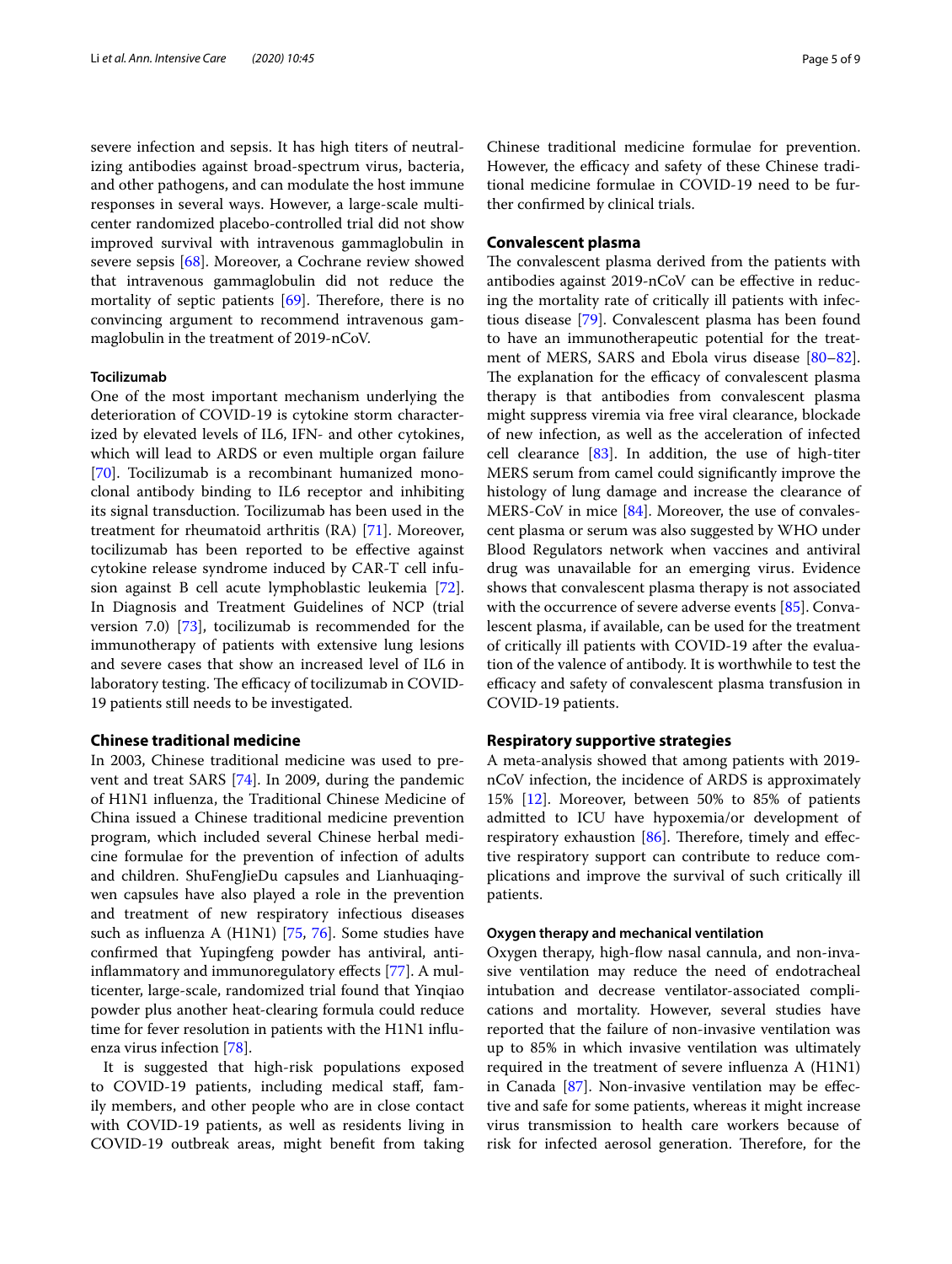severe infection and sepsis. It has high titers of neutralizing antibodies against broad-spectrum virus, bacteria, and other pathogens, and can modulate the host immune responses in several ways. However, a large-scale multicenter randomized placebo-controlled trial did not show improved survival with intravenous gammaglobulin in severe sepsis [68]. Moreover, a Cochrane review showed that intravenous gammaglobulin did not reduce the mortality of septic patients [69]. Therefore, there is no convincing argument to recommend intravenous gammaglobulin in the treatment of 2019-nCoV.

### Tocilizumab

One of the most important mechanism underlying the deterioration of COVID-19 is cytokine storm characterized by elevated levels of IL6, IFN- and other cytokines, which will lead to ARDS or even multiple organ failure [70]. Tocilizumab is a recombinant humanized monoclonal antibody binding to IL6 receptor and inhibiting its signal transduction. Tocilizumab has been used in the treatment for rheumatoid arthritis (RA) [71]. Moreover, tocilizumab has been reported to be effective against cytokine release syndrome induced by CAR-T cell infusion against B cell acute lymphoblastic leukemia [72]. In Diagnosis and Treatment Guidelines of NCP (trial version 7.0) [73], tocilizumab is recommended for the immunotherapy of patients with extensive lung lesions and severe cases that show an increased level of IL6 in laboratory testing. The efficacy of tocilizumab in COVID-19 patients still needs to be investigated.

## Chinese traditional medicine

In 2003, Chinese traditional medicine was used to prevent and treat SARS [74]. In 2009, during the pandemic of H1N1 influenza, the Traditional Chinese Medicine of China issued a Chinese traditional medicine prevention program, which included several Chinese herbal medicine formulae for the prevention of infection of adults and children. ShuFengJieDu capsules and Lianhuaqingwen capsules have also played a role in the prevention and treatment of new respiratory infectious diseases such as influenza A (H1N1) [75, 76]. Some studies have confirmed that Yupingfeng powder has antiviral, anti-inflammatory and immunoregulatory effects [77]. A multicenter, large-scale, randomized trial found that Yinqiao powder plus another heat-clearing formula could reduce time for fever resolution in patients with the H1N1 influenza virus infection [78].

It is suggested that high-risk populations exposed to COVID-19 patients, including medical staff, family members, and other people who are in close contact with COVID-19 patients, as well as residents living in COVID-19 outbreak areas, might benefit from taking Chinese traditional medicine formulae for prevention. However, the efficacy and safety of these Chinese traditional medicine formulae in COVID-19 need to be further confirmed by clinical trials.

## Convalescent plasma

The convalescent plasma derived from the patients with antibodies against 2019-nCoV can be effective in reducing the mortality rate of critically ill patients with infectious disease [79]. Convalescent plasma has been found to have an immunotherapeutic potential for the treatment of MERS, SARS and Ebola virus disease [80–82]. The explanation for the efficacy of convalescent plasma therapy is that antibodies from convalescent plasma might suppress viremia via free viral clearance, blockade of new infection, as well as the acceleration of infected cell clearance [83]. In addition, the use of high-titer MERS serum from camel could significantly improve the histology of lung damage and increase the clearance of MERS-CoV in mice [84]. Moreover, the use of convalescent plasma or serum was also suggested by WHO under Blood Regulators network when vaccines and antiviral drug was unavailable for an emerging virus. Evidence shows that convalescent plasma therapy is not associated with the occurrence of severe adverse events [85]. Convalescent plasma, if available, can be used for the treatment of critically ill patients with COVID-19 after the evaluation of the valence of antibody. It is worthwhile to test the efficacy and safety of convalescent plasma transfusion in COVID-19 patients.

## Respiratory supportive strategies

A meta-analysis showed that among patients with 2019-nCoV infection, the incidence of ARDS is approximately 15% [12]. Moreover, between 50% to 85% of patients admitted to ICU have hypoxemia/or development of respiratory exhaustion [86]. Therefore, timely and effective respiratory support can contribute to reduce complications and improve the survival of such critically ill patients.

### Oxygen therapy and mechanical ventilation

Oxygen therapy, high-flow nasal cannula, and non-invasive ventilation may reduce the need of endotracheal intubation and decrease ventilator-associated complications and mortality. However, several studies have reported that the failure of non-invasive ventilation was up to 85% in which invasive ventilation was ultimately required in the treatment of severe influenza A (H1N1) in Canada [87]. Non-invasive ventilation may be effective and safe for some patients, whereas it might increase virus transmission to health care workers because of risk for infected aerosol generation. Therefore, for the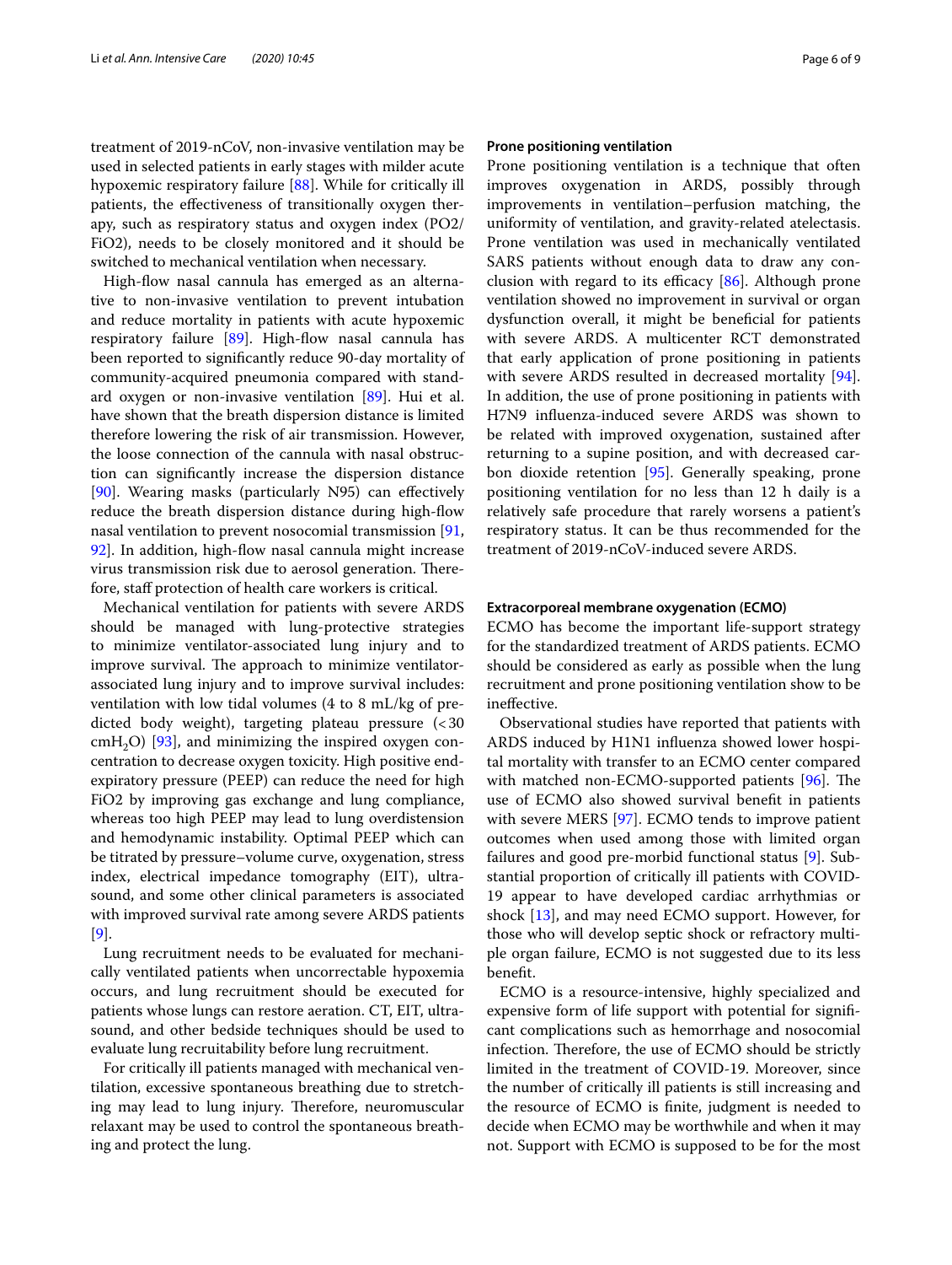treatment of 2019-nCoV, non-invasive ventilation may be used in selected patients in early stages with milder acute hypoxemic respiratory failure [88]. While for critically ill patients, the effectiveness of transitionally oxygen therapy, such as respiratory status and oxygen index (PO2/FiO2), needs to be closely monitored and it should be switched to mechanical ventilation when necessary.

High-flow nasal cannula has emerged as an alternative to non-invasive ventilation to prevent intubation and reduce mortality in patients with acute hypoxemic respiratory failure [89]. High-flow nasal cannula has been reported to significantly reduce 90-day mortality of community-acquired pneumonia compared with standard oxygen or non-invasive ventilation [89]. Hui et al. have shown that the breath dispersion distance is limited therefore lowering the risk of air transmission. However, the loose connection of the cannula with nasal obstruction can significantly increase the dispersion distance [90]. Wearing masks (particularly N95) can effectively reduce the breath dispersion distance during high-flow nasal ventilation to prevent nosocomial transmission [91, 92]. In addition, high-flow nasal cannula might increase virus transmission risk due to aerosol generation. Therefore, staff protection of health care workers is critical.

Mechanical ventilation for patients with severe ARDS should be managed with lung-protective strategies to minimize ventilator-associated lung injury and to improve survival. The approach to minimize ventilator-associated lung injury and to improve survival includes: ventilation with low tidal volumes (4 to 8 mL/kg of predicted body weight), targeting plateau pressure (< 30 $cmH_2O$) [93], and minimizing the inspired oxygen concentration to decrease oxygen toxicity. High positive end-expiratory pressure (PEEP) can reduce the need for high FiO2 by improving gas exchange and lung compliance, whereas too high PEEP may lead to lung overdistension and hemodynamic instability. Optimal PEEP which can be titrated by pressure–volume curve, oxygenation, stress index, electrical impedance tomography (EIT), ultrasound, and some other clinical parameters is associated with improved survival rate among severe ARDS patients [9].

Lung recruitment needs to be evaluated for mechanically ventilated patients when uncorrectable hypoxemia occurs, and lung recruitment should be executed for patients whose lungs can restore aeration. CT, EIT, ultrasound, and other bedside techniques should be used to evaluate lung recruitability before lung recruitment.

For critically ill patients managed with mechanical ventilation, excessive spontaneous breathing due to stretching may lead to lung injury. Therefore, neuromuscular relaxant may be used to control the spontaneous breathing and protect the lung.

#### Prone positioning ventilation

Prone positioning ventilation is a technique that often improves oxygenation in ARDS, possibly through improvements in ventilation–perfusion matching, the uniformity of ventilation, and gravity-related atelectasis. Prone ventilation was used in mechanically ventilated SARS patients without enough data to draw any conclusion with regard to its efficacy [86]. Although prone ventilation showed no improvement in survival or organ dysfunction overall, it might be beneficial for patients with severe ARDS. A multicenter RCT demonstrated that early application of prone positioning in patients with severe ARDS resulted in decreased mortality [94]. In addition, the use of prone positioning in patients with H7N9 influenza-induced severe ARDS was shown to be related with improved oxygenation, sustained after returning to a supine position, and with decreased carbon dioxide retention [95]. Generally speaking, prone positioning ventilation for no less than 12 h daily is a relatively safe procedure that rarely worsens a patient's respiratory status. It can be thus recommended for the treatment of 2019-nCoV-induced severe ARDS.

#### Extracorporeal membrane oxygenation (ECMO)

ECMO has become the important life-support strategy for the standardized treatment of ARDS patients. ECMO should be considered as early as possible when the lung recruitment and prone positioning ventilation show to be ineffective.

Observational studies have reported that patients with ARDS induced by H1N1 influenza showed lower hospital mortality with transfer to an ECMO center compared with matched non-ECMO-supported patients [96]. The use of ECMO also showed survival benefit in patients with severe MERS [97]. ECMO tends to improve patient outcomes when used among those with limited organ failures and good pre-morbid functional status [9]. Substantial proportion of critically ill patients with COVID-19 appear to have developed cardiac arrhythmias or shock [13], and may need ECMO support. However, for those who will develop septic shock or refractory multiple organ failure, ECMO is not suggested due to its less benefit.

ECMO is a resource-intensive, highly specialized and expensive form of life support with potential for significant complications such as hemorrhage and nosocomial infection. Therefore, the use of ECMO should be strictly limited in the treatment of COVID-19. Moreover, since the number of critically ill patients is still increasing and the resource of ECMO is finite, judgment is needed to decide when ECMO may be worthwhile and when it may not. Support with ECMO is supposed to be for the most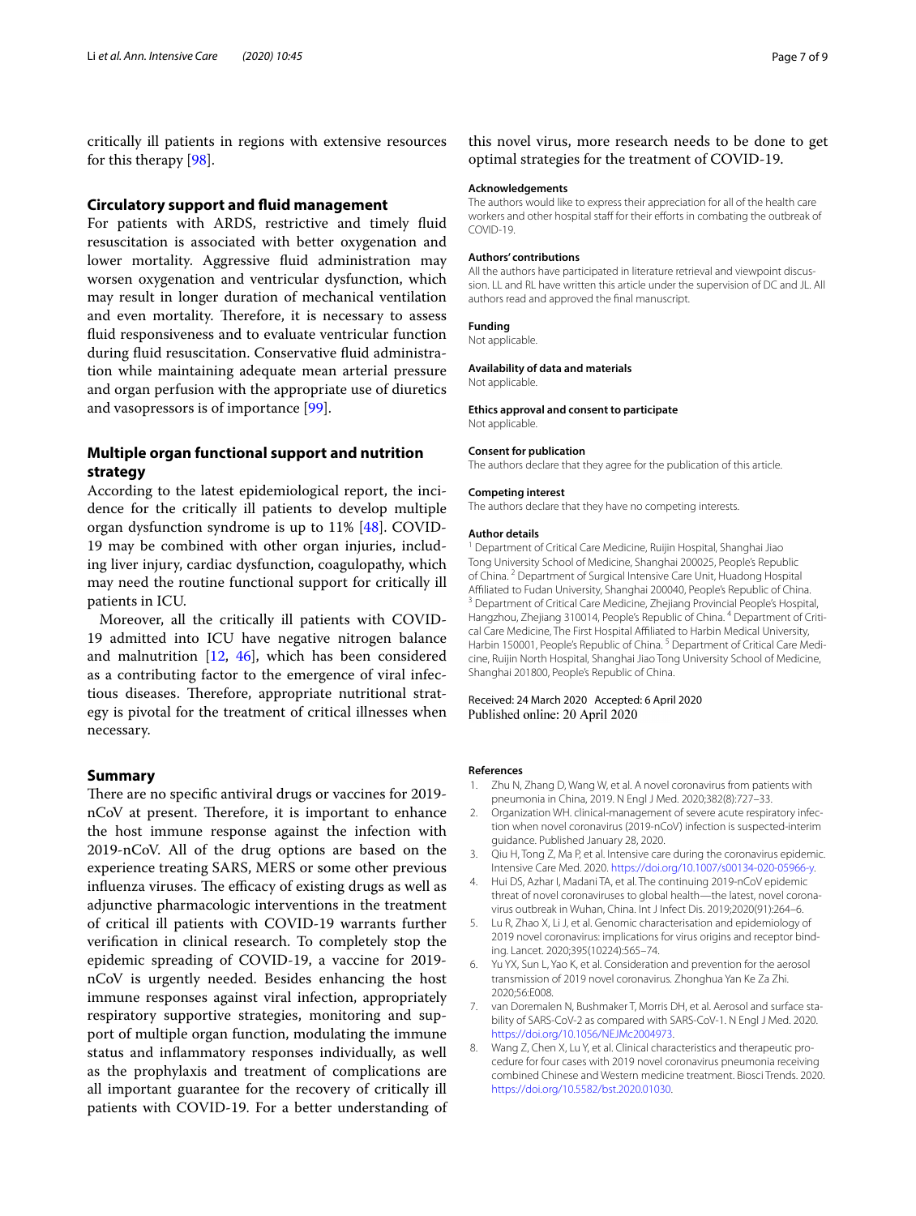critically ill patients in regions with extensive resources for this therapy [98].

## Circulatory support and fluid management

For patients with ARDS, restrictive and timely fluid resuscitation is associated with better oxygenation and lower mortality. Aggressive fluid administration may worsen oxygenation and ventricular dysfunction, which may result in longer duration of mechanical ventilation and even mortality. Therefore, it is necessary to assess fluid responsiveness and to evaluate ventricular function during fluid resuscitation. Conservative fluid administration while maintaining adequate mean arterial pressure and organ perfusion with the appropriate use of diuretics and vasopressors is of importance [99].

## Multiple organ functional support and nutrition strategy

According to the latest epidemiological report, the incidence for the critically ill patients to develop multiple organ dysfunction syndrome is up to 11% [48]. COVID-19 may be combined with other organ injuries, including liver injury, cardiac dysfunction, coagulopathy, which may need the routine functional support for critically ill patients in ICU.

Moreover, all the critically ill patients with COVID-19 admitted into ICU have negative nitrogen balance and malnutrition [12, 46], which has been considered as a contributing factor to the emergence of viral infectious diseases. Therefore, appropriate nutritional strategy is pivotal for the treatment of critical illnesses when necessary.

## Summary

There are no specific antiviral drugs or vaccines for 2019-nCoV at present. Therefore, it is important to enhance the host immune response against the infection with 2019-nCoV. All of the drug options are based on the experience treating SARS, MERS or some other previous influenza viruses. The efficacy of existing drugs as well as adjunctive pharmacologic interventions in the treatment of critical ill patients with COVID-19 warrants further verification in clinical research. To completely stop the epidemic spreading of COVID-19, a vaccine for 2019-nCoV is urgently needed. Besides enhancing the host immune responses against viral infection, appropriately respiratory supportive strategies, monitoring and support of multiple organ function, modulating the immune status and inflammatory responses individually, as well as the prophylaxis and treatment of complications are all important guarantee for the recovery of critically ill patients with COVID-19. For a better understanding of this novel virus, more research needs to be done to get optimal strategies for the treatment of COVID-19.

### Acknowledgements

The authors would like to express their appreciation for all of the health care workers and other hospital staff for their efforts in combating the outbreak of COVID-19.

### Authors' contributions

All the authors have participated in literature retrieval and viewpoint discussion. LL and RL have written this article under the supervision of DC and JL. All authors read and approved the final manuscript.

### Funding

Not applicable.

### Availability of data and materials

Not applicable.

### Ethics approval and consent to participate

Not applicable.

### Consent for publication

The authors declare that they agree for the publication of this article.

### Competing interest

The authors declare that they have no competing interests.

### Author details

[1] Department of Critical Care Medicine, Ruijin Hospital, Shanghai Jiao Tong University School of Medicine, Shanghai 200025, People's Republic of China. [2] Department of Surgical Intensive Care Unit, Huadong Hospital Affiliated to Fudan University, Shanghai 200040, People's Republic of China. [3] Department of Critical Care Medicine, Zhejiang Provincial People's Hospital, Hangzhou, Zhejiang 310014, People's Republic of China. [4] Department of Critical Care Medicine, The First Hospital Affiliated to Harbin Medical University, Harbin 150001, People's Republic of China. [5] Department of Critical Care Medicine, Ruijin North Hospital, Shanghai Jiao Tong University School of Medicine, Shanghai 201800, People's Republic of China.

Received: 24 March 2020 Accepted: 6 April 2020
Published online: 20 April 2020

### References

1. Zhu N, Zhang D, Wang W, et al. A novel coronavirus from patients with pneumonia in China, 2019. N Engl J Med. 2020;382(8):727–33.
2. Organization WH. clinical-management of severe acute respiratory infection when novel coronavirus (2019-nCoV) infection is suspected-interim guidance. Published January 28, 2020.
3. Qiu H, Tong Z, Ma P, et al. Intensive care during the coronavirus epidemic. Intensive Care Med. 2020. https://doi.org/10.1007/s00134-020-05966-y.
4. Hui DS, Azhar I, Madani TA, et al. The continuing 2019-nCoV epidemic threat of novel coronaviruses to global health—the latest, novel coronavirus outbreak in Wuhan, China. Int J Infect Dis. 2019;2020(91):264–6.
5. Lu R, Zhao X, Li J, et al. Genomic characterisation and epidemiology of 2019 novel coronavirus: implications for virus origins and receptor binding. Lancet. 2020;395(10224):565–74.
6. Yu YX, Sun L, Yao K, et al. Consideration and prevention for the aerosol transmission of 2019 novel coronavirus. Zhonghua Yan Ke Za Zhi. 2020;56:E008.
7. van Doremalen N, Bushmaker T, Morris DH, et al. Aerosol and surface stability of SARS-CoV-2 as compared with SARS-CoV-1. N Engl J Med. 2020. https://doi.org/10.1056/NEJMc2004973.
8. Wang Z, Chen X, Lu Y, et al. Clinical characteristics and therapeutic procedure for four cases with 2019 novel coronavirus pneumonia receiving combined Chinese and Western medicine treatment. Biosci Trends. 2020. https://doi.org/10.5582/bst.2020.01030.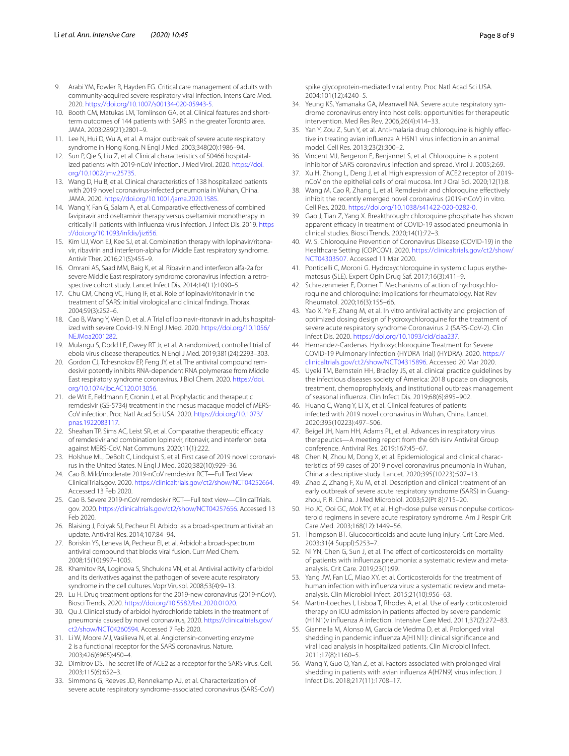9. Arabi YM, Fowler R, Hayden FG. Critical care management of adults with community-acquired severe respiratory viral infection. Intens Care Med. 2020. https://doi.org/10.1007/s00134-020-05943-5.
10. Booth CM, Matukas LM, Tomlinson GA, et al. Clinical features and short-term outcomes of 144 patients with SARS in the greater Toronto area. JAMA. 2003;289(21):2801–9.
11. Lee N, Hui D, Wu A, et al. A major outbreak of severe acute respiratory syndrome in Hong Kong. N Engl J Med. 2003;348(20):1986–94.
12. Sun P, Qie S, Liu Z, et al. Clinical characteristics of 50466 hospitalized patients with 2019-nCoV infection. J Med Virol. 2020. https://doi.org/10.1002/jmv.25735.
13. Wang D, Hu B, et al. Clinical characteristics of 138 hospitalized patients with 2019 novel coronavirus-infected pneumonia in Wuhan, China. JAMA. 2020. https://doi.org/10.1001/jama.2020.1585.
14. Wang Y, Fan G, Salam A, et al. Comparative effectiveness of combined favipiravir and oseltamivir therapy versus oseltamivir monotherapy in critically ill patients with influenza virus infection. J Infect Dis. 2019. https://doi.org/10.1093/infdis/jiz656.
15. Kim UJ, Won EJ, Kee SJ, et al. Combination therapy with lopinavir/ritonavir, ribavirin and interferon-alpha for Middle East respiratory syndrome. Antivir Ther. 2016;21(5):455–9.
16. Omrani AS, Saad MM, Baig K, et al. Ribavirin and interferon alfa-2a for severe Middle East respiratory syndrome coronavirus infection: a retrospective cohort study. Lancet Infect Dis. 2014;14(11):1090–5.
17. Chu CM, Cheng VC, Hung IF, et al. Role of lopinavir/ritonavir in the treatment of SARS: initial virological and clinical findings. Thorax. 2004;59(3):252–6.
18. Cao B, Wang Y, Wen D, et al. A Trial of lopinavir-ritonavir in adults hospitalized with severe Covid-19. N Engl J Med. 2020. https://doi.org/10.1056/NEJMoa2001282.
19. Mulangu S, Dodd LE, Davey RT Jr, et al. A randomized, controlled trial of ebola virus disease therapeutics. N Engl J Med. 2019;381(24):2293–303.
20. Gordon CJ, Tchesnokov EP, Feng JY, et al. The antiviral compound remdesivir potently inhibits RNA-dependent RNA polymerase from Middle East respiratory syndrome coronavirus. J Biol Chem. 2020. https://doi.org/10.1074/jbc.AC120.013056.
21. de Wit E, Feldmann F, Cronin J, et al. Prophylactic and therapeutic remdesivir (GS-5734) treatment in the rhesus macaque model of MERS-CoV infection. Proc Natl Acad Sci USA. 2020. https://doi.org/10.1073/pnas.1922083117.
22. Sheahan TP, Sims AC, Leist SR, et al. Comparative therapeutic efficacy of remdesivir and combination lopinavir, ritonavir, and interferon beta against MERS-CoV. Nat Communs. 2020;11(1):222.
23. Holshue ML, DeBolt C, Lindquist S, et al. First case of 2019 novel coronavirus in the United States. N Engl J Med. 2020;382(10):929–36.
24. Cao B. Mild/moderate 2019-nCoV remdesivir RCT—Full Text View ClinicalTrials.gov. 2020. https://clinicaltrials.gov/ct2/show/NCT04252664. Accessed 13 Feb 2020.
25. Cao B. Severe 2019-nCoV remdesivir RCT—Full text view—ClinicalTrials.gov. 2020. https://clinicaltrials.gov/ct2/show/NCT04257656. Accessed 13 Feb 2020.
26. Blaising J, Polyak SJ, Pecheur EI. Arbidol as a broad-spectrum antiviral: an update. Antiviral Res. 2014;107:84–94.
27. Boriskin YS, Leneva IA, Pecheur EI, et al. Arbidol: a broad-spectrum antiviral compound that blocks viral fusion. Curr Med Chem. 2008;15(10):997–1005.
28. Khamitov RA, Loginova S, Shchukina VN, et al. Antiviral activity of arbidol and its derivatives against the pathogen of severe acute respiratory syndrome in the cell cultures. Vopr Virusol. 2008;53(4):9–13.
29. Lu H. Drug treatment options for the 2019-new coronavirus (2019-nCoV). Biosci Trends. 2020. https://doi.org/10.5582/bst.2020.01020.
30. Qu J. Clinical study of arbidol hydrochloride tablets in the treatment of pneumonia caused by novel coronavirus, 2020. https://clinicaltrials.gov/ct2/show/NCT04260594. Accessed 7 Feb 2020.
31. Li W, Moore MJ, Vasilieva N, et al. Angiotensin-converting enzyme 2 is a functional receptor for the SARS coronavirus. Nature. 2003;426(6965):450–4.
32. Dimitrov DS. The secret life of ACE2 as a receptor for the SARS virus. Cell. 2003;115(6):652–3.
33. Simmons G, Reeves JD, Rennekamp AJ, et al. Characterization of severe acute respiratory syndrome-associated coronavirus (SARS-CoV) spike glycoprotein-mediated viral entry. Proc Natl Acad Sci USA. 2004;101(12):4240–5.
34. Yeung KS, Yamanaka GA, Meanwell NA. Severe acute respiratory syndrome coronavirus entry into host cells: opportunities for therapeutic intervention. Med Res Rev. 2006;26(4):414–33.
35. Yan Y, Zou Z, Sun Y, et al. Anti-malaria drug chloroquine is highly effective in treating avian influenza A H5N1 virus infection in an animal model. Cell Res. 2013;23(2):300–2.
36. Vincent MJ, Bergeron E, Benjannet S, et al. Chloroquine is a potent inhibitor of SARS coronavirus infection and spread. Virol J. 2005;2:69.
37. Xu H, Zhong L, Deng J, et al. High expression of ACE2 receptor of 2019-nCoV on the epithelial cells of oral mucosa. Int J Oral Sci. 2020;12(1):8.
38. Wang M, Cao R, Zhang L, et al. Remdesivir and chloroquine effectively inhibit the recently emerged novel coronavirus (2019-nCoV) in vitro. Cell Res. 2020. https://doi.org/10.1038/s41422-020-0282-0.
39. Gao J, Tian Z, Yang X. Breakthrough: chloroquine phosphate has shown apparent efficacy in treatment of COVID-19 associated pneumonia in clinical studies. Biosci Trends. 2020;14(1):72–3.
40. W. S. Chloroquine Prevention of Coronavirus Disease (COVID-19) in the Healthcare Setting (COPCOV). 2020. https://clinicaltrials.gov/ct2/show/NCT04303507. Accessed 11 Mar 2020.
41. Ponticelli C, Moroni G. Hydroxychloroquine in systemic lupus erythematosus (SLE). Expert Opin Drug Saf. 2017;16(3):411–9.
42. Schrezenmeier E, Dorner T. Mechanisms of action of hydroxychloroquine and chloroquine: implications for rheumatology. Nat Rev Rheumatol. 2020;16(3):155–66.
43. Yao X, Ye F, Zhang M, et al. In vitro antiviral activity and projection of optimized dosing design of hydroxychloroquine for the treatment of severe acute respiratory syndrome Coronavirus 2 (SARS-CoV-2). Clin Infect Dis. 2020. https://doi.org/10.1093/cid/ciaa237.
44. Hernandez-Cardenas. Hydroxychloroquine Treatment for Severe COVID-19 Pulmonary Infection (HYDRA Trial) (HYDRA). 2020. https://clinicaltrials.gov/ct2/show/NCT04315896. Accessed 20 Mar 2020.
45. Uyeki TM, Bernstein HH, Bradley JS, et al. clinical practice guidelines by the infectious diseases society of America: 2018 update on diagnosis, treatment, chemoprophylaxis, and institutional outbreak management of seasonal influenza. Clin Infect Dis. 2019;68(6):895–902.
46. Huang C, Wang Y, Li X, et al. Clinical features of patients infected with 2019 novel coronavirus in Wuhan, China. Lancet. 2020;395(10223):497–506.
47. Beigel JH, Nam HH, Adams PL, et al. Advances in respiratory virus therapeutics—A meeting report from the 6th isirv Antiviral Group conference. Antiviral Res. 2019;167:45–67.
48. Chen N, Zhou M, Dong X, et al. Epidemiological and clinical characteristics of 99 cases of 2019 novel coronavirus pneumonia in Wuhan, China: a descriptive study. Lancet. 2020;395(10223):507–13.
49. Zhao Z, Zhang F, Xu M, et al. Description and clinical treatment of an early outbreak of severe acute respiratory syndrome (SARS) in Guangzhou, P. R. China. J Med Microbiol. 2003;52(Pt 8):715–20.
50. Ho JC, Ooi GC, Mok TY, et al. High-dose pulse versus nonpulse corticosteroid regimens in severe acute respiratory syndrome. Am J Respir Crit Care Med. 2003;168(12):1449–56.
51. Thompson BT. Glucocorticoids and acute lung injury. Crit Care Med. 2003;31(4 Suppl):S253–7.
52. Ni YN, Chen G, Sun J, et al. The effect of corticosteroids on mortality of patients with influenza pneumonia: a systematic review and meta-analysis. Crit Care. 2019;23(1):99.
53. Yang JW, Fan LC, Miao XY, et al. Corticosteroids for the treatment of human infection with influenza virus: a systematic review and meta-analysis. Clin Microbiol Infect. 2015;21(10):956–63.
54. Martin-Loeches I, Lisboa T, Rhodes A, et al. Use of early corticosteroid therapy on ICU admission in patients affected by severe pandemic (H1N1)v influenza A infection. Intensive Care Med. 2011;37(2):272–83.
55. Giannella M, Alonso M, Garcia de Viedma D, et al. Prolonged viral shedding in pandemic influenza A(H1N1): clinical significance and viral load analysis in hospitalized patients. Clin Microbiol Infect. 2011;17(8):1160–5.
56. Wang Y, Guo Q, Yan Z, et al. Factors associated with prolonged viral shedding in patients with avian influenza A(H7N9) virus infection. J Infect Dis. 2018;217(11):1708–17.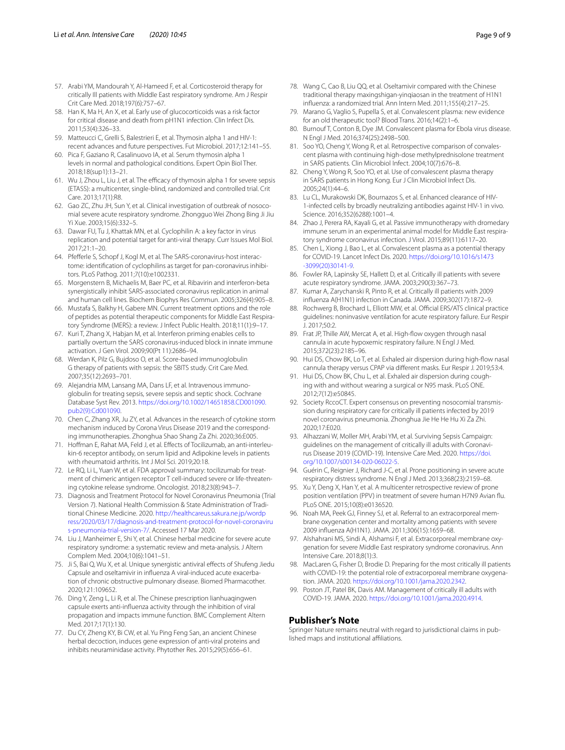57. Arabi YM, Mandourah Y, Al-Hameed F, et al. Corticosteroid therapy for critically Ill patients with Middle East respiratory syndrome. Am J Respir Crit Care Med. 2018;197(6):757–67.
58. Han K, Ma H, An X, et al. Early use of glucocorticoids was a risk factor for critical disease and death from pH1N1 infection. Clin Infect Dis. 2011;53(4):326–33.
59. Matteucci C, Grelli S, Balestrieri E, et al. Thymosin alpha 1 and HIV-1: recent advances and future perspectives. Fut Microbiol. 2017;12:141–55.
60. Pica F, Gaziano R, Casalinuovo IA, et al. Serum thymosin alpha 1 levels in normal and pathological conditions. Expert Opin Biol Ther. 2018;18(sup1):13–21.
61. Wu J, Zhou L, Liu J, et al. The efficacy of thymosin alpha 1 for severe sepsis (ETASS): a multicenter, single-blind, randomized and controlled trial. Crit Care. 2013;17(1):R8.
62. Gao ZC, Zhu JH, Sun Y, et al. Clinical investigation of outbreak of nosocomial severe acute respiratory syndrome. Zhongguo Wei Zhong Bing Ji Jiu Yi Xue. 2003;15(6):332–5.
63. Dawar FU, Tu J, Khattak MN, et al. Cyclophilin A: a key factor in virus replication and potential target for anti-viral therapy. Curr Issues Mol Biol. 2017;21:1–20.
64. Pfefferle S, Schopf J, Kogl M, et al. The SARS-coronavirus-host interactome: identification of cyclophilins as target for pan-coronavirus inhibitors. PLoS Pathog. 2011;7(10):e1002331.
65. Morgenstern B, Michaelis M, Baer PC, et al. Ribavirin and interferon-beta synergistically inhibit SARS-associated coronavirus replication in animal and human cell lines. Biochem Biophys Res Commun. 2005;326(4):905–8.
66. Mustafa S, Balkhy H, Gabere MN. Current treatment options and the role of peptides as potential therapeutic components for Middle East Respiratory Syndrome (MERS): a review. J Infect Public Health. 2018;11(1):9–17.
67. Kuri T, Zhang X, Habjan M, et al. Interferon priming enables cells to partially overturn the SARS coronavirus-induced block in innate immune activation. J Gen Virol. 2009;90(Pt 11):2686–94.
68. Werdan K, Pilz G, Bujdoso O, et al. Score-based immunoglobulin G therapy of patients with sepsis: the SBITS study. Crit Care Med. 2007;35(12):2693–701.
69. Alejandria MM, Lansang MA, Dans LF, et al. Intravenous immunoglobulin for treating sepsis, severe sepsis and septic shock. Cochrane Database Syst Rev. 2013. https://doi.org/10.1002/14651858.CD001090.pub2(9):Cd001090.
70. Chen C, Zhang XR, Ju ZY, et al. Advances in the research of cytokine storm mechanism induced by Corona Virus Disease 2019 and the corresponding immunotherapies. Zhonghua Shao Shang Za Zhi. 2020;36:E005.
71. Hoffman E, Rahat MA, Feld J, et al. Effects of Tocilizumab, an anti-interleukin-6 receptor antibody, on serum lipid and Adipokine levels in patients with rheumatoid arthritis. Int J Mol Sci. 2019;20:18.
72. Le RQ, Li L, Yuan W, et al. FDA approval summary: tocilizumab for treatment of chimeric antigen receptor T cell-induced severe or life-threatening cytokine release syndrome. Oncologist. 2018;23(8):943–7.
73. Diagnosis and Treatment Protocol for Novel Coronavirus Pneumonia (Trial Version 7). National Health Commission & State Administration of Traditional Chinese Medicine. 2020. http://healthcareus.sakura.ne.jp/wordpress/2020/03/17/diagnosis-and-treatment-protocol-for-novel-coronavirus-pneumonia-trial-version-7/. Accessed 17 Mar 2020.
74. Liu J, Manheimer E, Shi Y, et al. Chinese herbal medicine for severe acute respiratory syndrome: a systematic review and meta-analysis. J Altern Complem Med. 2004;10(6):1041–51.
75. Ji S, Bai Q, Wu X, et al. Unique synergistic antiviral effects of Shufeng Jiedu Capsule and oseltamivir in influenza A viral-induced acute exacerbation of chronic obstructive pulmonary disease. Biomed Pharmacother. 2020;121:109652.
76. Ding Y, Zeng L, Li R, et al. The Chinese prescription lianhuaqingwen capsule exerts anti-influenza activity through the inhibition of viral propagation and impacts immune function. BMC Complement Altern Med. 2017;17(1):130.
77. Du CY, Zheng KY, Bi CW, et al. Yu Ping Feng San, an ancient Chinese herbal decoction, induces gene expression of anti-viral proteins and inhibits neuraminidase activity. Phytother Res. 2015;29(5):656–61.
78. Wang C, Cao B, Liu QQ, et al. Oseltamivir compared with the Chinese traditional therapy maxingshigan-yinqiaosan in the treatment of H1N1 influenza: a randomized trial. Ann Intern Med. 2011;155(4):217–25.
79. Marano G, Vaglio S, Pupella S, et al. Convalescent plasma: new evidence for an old therapeutic tool? Blood Trans. 2016;14(2):1–6.
80. Burnouf T, Conton B, Dye JM. Convalescent plasma for Ebola virus disease. N Engl J Med. 2016;374(25):2498–500.
81. Soo YO, Cheng Y, Wong R, et al. Retrospective comparison of convalescent plasma with continuing high-dose methylprednisolone treatment in SARS patients. Clin Microbiol Infect. 2004;10(7):676–8.
82. Cheng Y, Wong R, Soo YO, et al. Use of convalescent plasma therapy in SARS patients in Hong Kong. Eur J Clin Microbiol Infect Dis. 2005;24(1):44–6.
83. Lu CL, Murakowski DK, Bournazos S, et al. Enhanced clearance of HIV-1-infected cells by broadly neutralizing antibodies against HIV-1 in vivo. Science. 2016;352(6288):1001–4.
84. Zhao J, Perera RA, Kayali G, et al. Passive immunotherapy with dromedary immune serum in an experimental animal model for Middle East respiratory syndrome coronavirus infection. J Virol. 2015;89(11):6117–20.
85. Chen L, Xiong J, Bao L, et al. Convalescent plasma as a potential therapy for COVID-19. Lancet Infect Dis. 2020. https://doi.org/10.1016/s1473-3099(20)30141-9.
86. Fowler RA, Lapinsky SE, Hallett D, et al. Critically ill patients with severe acute respiratory syndrome. JAMA. 2003;290(3):367–73.
87. Kumar A, Zarychanski R, Pinto R, et al. Critically ill patients with 2009 influenza A(H1N1) infection in Canada. JAMA. 2009;302(17):1872–9.
88. Rochwerg B, Brochard L, Elliott MW, et al. Official ERS/ATS clinical practice guidelines: noninvasive ventilation for acute respiratory failure. Eur Respir J. 2017;50:2.
89. Frat JP, Thille AW, Mercat A, et al. High-flow oxygen through nasal cannula in acute hypoxemic respiratory failure. N Engl J Med. 2015;372(23):2185–96.
90. Hui DS, Chow BK, Lo T, et al. Exhaled air dispersion during high-flow nasal cannula therapy versus CPAP via different masks. Eur Respir J. 2019;53:4.
91. Hui DS, Chow BK, Chu L, et al. Exhaled air dispersion during coughing with and without wearing a surgical or N95 mask. PLoS ONE. 2012;7(12):e50845.
92. Society RccoCT. Expert consensus on preventing nosocomial transmission during respiratory care for critically ill patients infected by 2019 novel coronavirus pneumonia. Zhonghua Jie He He Hu Xi Za Zhi. 2020;17:E020.
93. Alhazzani W, Moller MH, Arabi YM, et al. Surviving Sepsis Campaign: guidelines on the management of critically ill adults with Coronavirus Disease 2019 (COVID-19). Intensive Care Med. 2020. https://doi.org/10.1007/s00134-020-06022-5.
94. Guérin C, Reignier J, Richard J-C, et al. Prone positioning in severe acute respiratory distress syndrome. N Engl J Med. 2013;368(23):2159–68.
95. Xu Y, Deng X, Han Y, et al. A multicenter retrospective review of prone position ventilation (PPV) in treatment of severe human H7N9 Avian flu. PLoS ONE. 2015;10(8):e0136520.
96. Noah MA, Peek GJ, Finney SJ, et al. Referral to an extracorporeal membrane oxygenation center and mortality among patients with severe 2009 influenza A(H1N1). JAMA. 2011;306(15):1659–68.
97. Alshahrani MS, Sindi A, Alshamsi F, et al. Extracorporeal membrane oxygenation for severe Middle East respiratory syndrome coronavirus. Ann Intensive Care. 2018;8(1):3.
98. MacLaren G, Fisher D, Brodie D. Preparing for the most critically ill patients with COVID-19: the potential role of extracorporeal membrane oxygenation. JAMA. 2020. https://doi.org/10.1001/jama.2020.2342.
99. Poston JT, Patel BK, Davis AM. Management of critically ill adults with COVID-19. JAMA. 2020. https://doi.org/10.1001/jama.2020.4914.

## Publisher's Note

Springer Nature remains neutral with regard to jurisdictional claims in published maps and institutional affiliations.